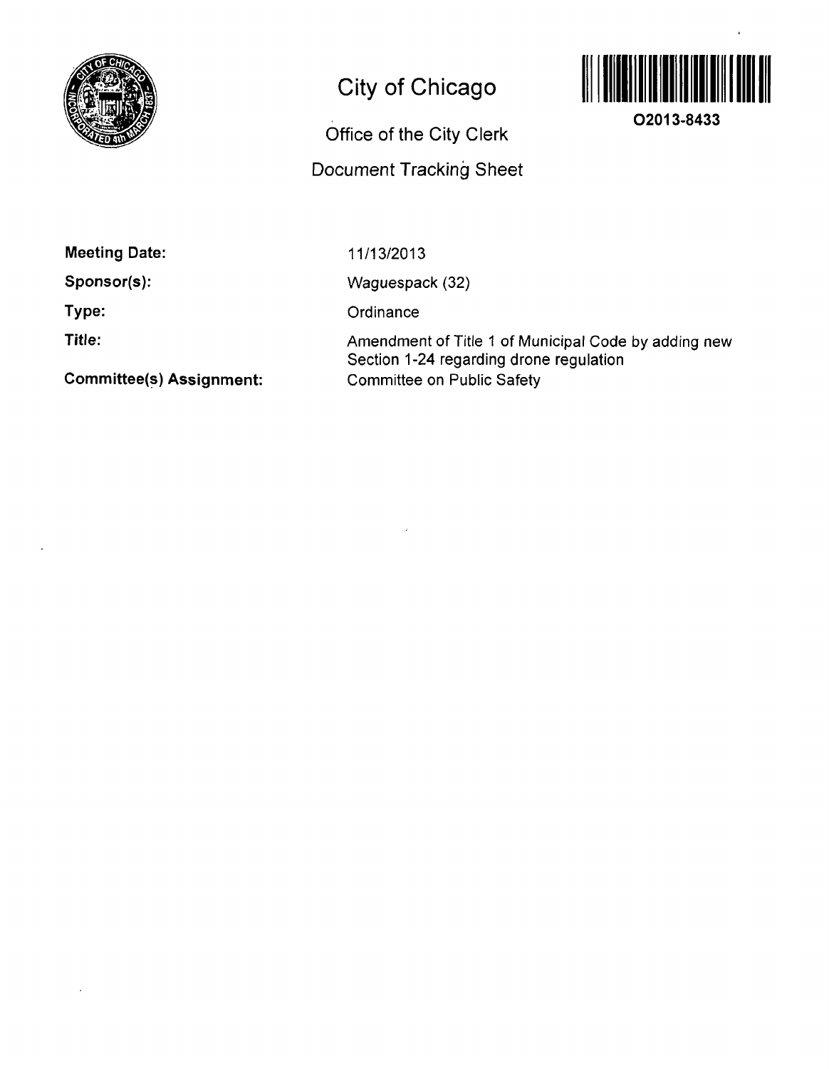# City of Chicago

## Office of the City Clerk

## Document Tracking Sheet

**O2013-8433**

**Meeting Date:** 11/13/2013

**Sponsor(s):** Waguespack (32)

**Type:** Ordinance

**Title:** Amendment of Title 1 of Municipal Code by adding new Section 1-24 regarding drone regulation

**Committee(s) Assignment:** Committee on Public Safety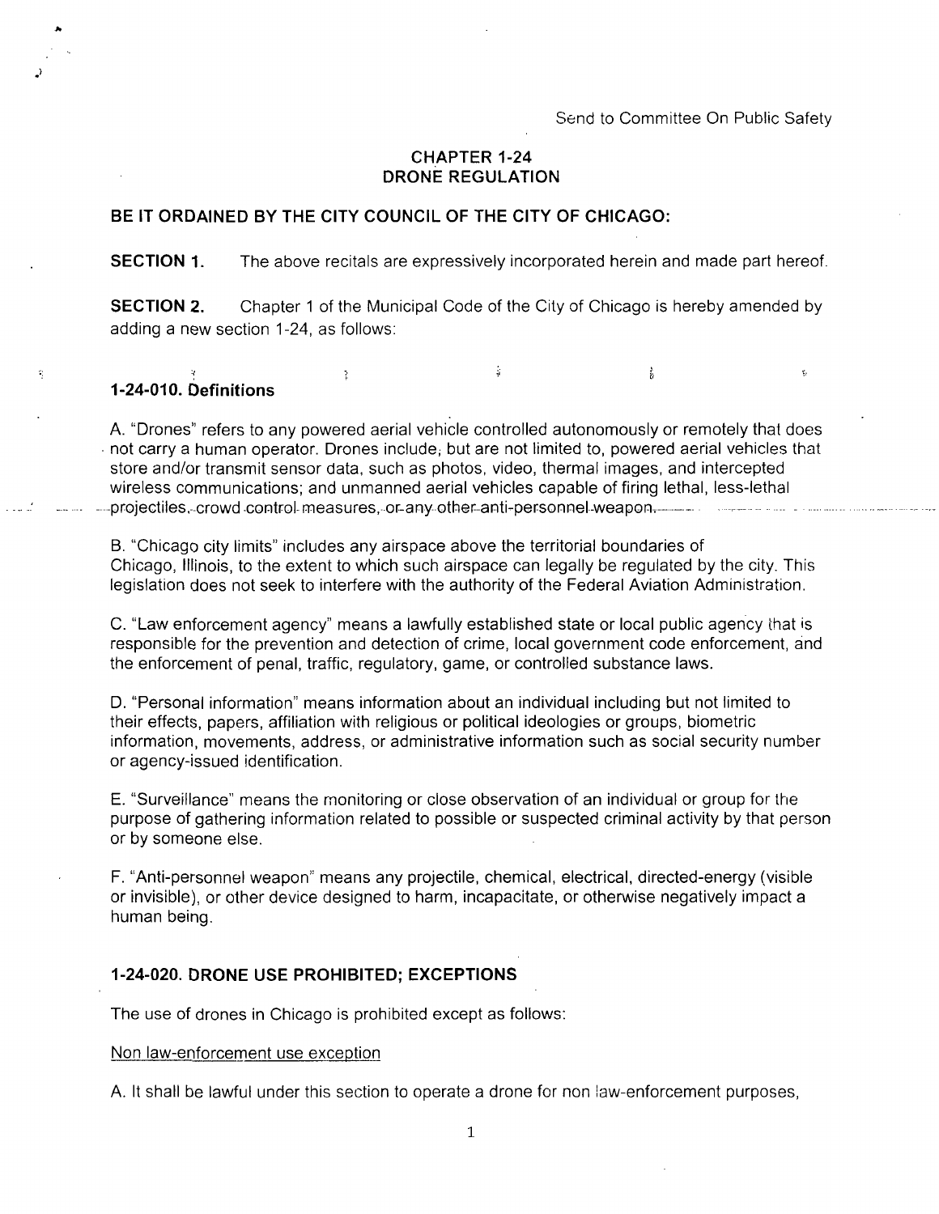Send to Committee On Public Safety

# CHAPTER 1-24
# DRONE REGULATION

**BE IT ORDAINED BY THE CITY COUNCIL OF THE CITY OF CHICAGO:**

**SECTION 1.** The above recitals are expressively incorporated herein and made part hereof.

**SECTION 2.** Chapter 1 of the Municipal Code of the City of Chicago is hereby amended by adding a new section 1-24, as follows:

### 1-24-010. Definitions

A. "Drones" refers to any powered aerial vehicle controlled autonomously or remotely that does not carry a human operator. Drones include, but are not limited to, powered aerial vehicles that store and/or transmit sensor data, such as photos, video, thermal images, and intercepted wireless communications; and unmanned aerial vehicles capable of firing lethal, less-lethal projectiles, crowd control measures, or any other anti-personnel weapon.

B. "Chicago city limits" includes any airspace above the territorial boundaries of Chicago, Illinois, to the extent to which such airspace can legally be regulated by the city. This legislation does not seek to interfere with the authority of the Federal Aviation Administration.

C. "Law enforcement agency" means a lawfully established state or local public agency that is responsible for the prevention and detection of crime, local government code enforcement, and the enforcement of penal, traffic, regulatory, game, or controlled substance laws.

D. "Personal information" means information about an individual including but not limited to their effects, papers, affiliation with religious or political ideologies or groups, biometric information, movements, address, or administrative information such as social security number or agency-issued identification.

E. "Surveillance" means the monitoring or close observation of an individual or group for the purpose of gathering information related to possible or suspected criminal activity by that person or by someone else.

F. "Anti-personnel weapon" means any projectile, chemical, electrical, directed-energy (visible or invisible), or other device designed to harm, incapacitate, or otherwise negatively impact a human being.

### 1-24-020. DRONE USE PROHIBITED; EXCEPTIONS

The use of drones in Chicago is prohibited except as follows:

Non law-enforcement use exception

A. It shall be lawful under this section to operate a drone for non law-enforcement purposes,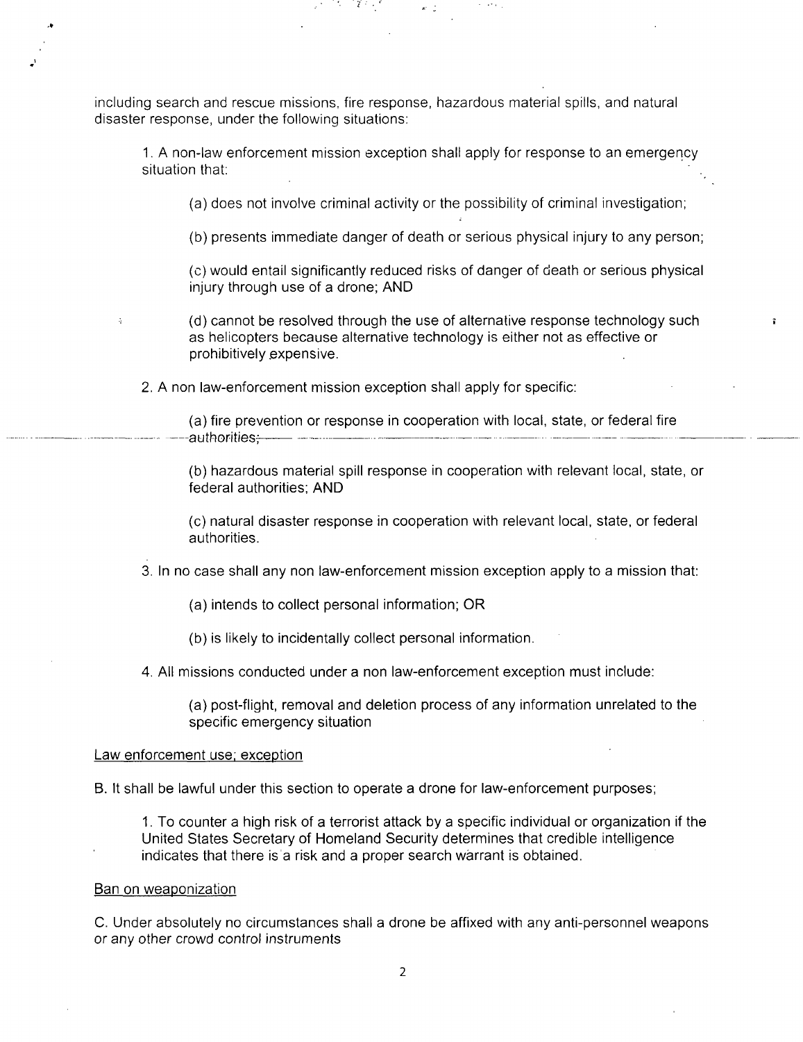including search and rescue missions, fire response, hazardous material spills, and natural disaster response, under the following situations:

1. A non-law enforcement mission exception shall apply for response to an emergency situation that:

   (a) does not involve criminal activity or the possibility of criminal investigation;

   (b) presents immediate danger of death or serious physical injury to any person;

   (c) would entail significantly reduced risks of danger of death or serious physical injury through use of a drone; AND

   (d) cannot be resolved through the use of alternative response technology such as helicopters because alternative technology is either not as effective or prohibitively expensive.

2. A non law-enforcement mission exception shall apply for specific:

   (a) fire prevention or response in cooperation with local, state, or federal fire authorities;

   (b) hazardous material spill response in cooperation with relevant local, state, or federal authorities; AND

   (c) natural disaster response in cooperation with relevant local, state, or federal authorities.

3. In no case shall any non law-enforcement mission exception apply to a mission that:

   (a) intends to collect personal information; OR

   (b) is likely to incidentally collect personal information.

4. All missions conducted under a non law-enforcement exception must include:

   (a) post-flight, removal and deletion process of any information unrelated to the specific emergency situation

<u>Law enforcement use; exception</u>

B. It shall be lawful under this section to operate a drone for law-enforcement purposes;

1. To counter a high risk of a terrorist attack by a specific individual or organization if the United States Secretary of Homeland Security determines that credible intelligence indicates that there is a risk and a proper search warrant is obtained.

<u>Ban on weaponization</u>

C. Under absolutely no circumstances shall a drone be affixed with any anti-personnel weapons or any other crowd control instruments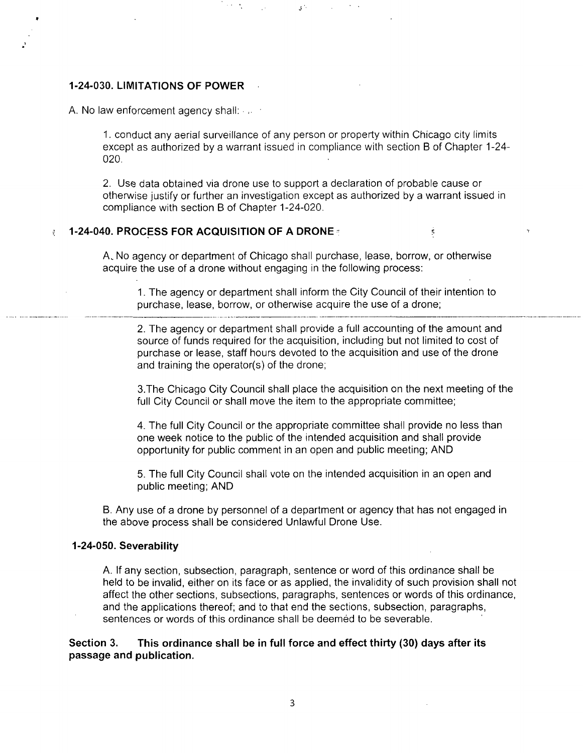**1-24-030. LIMITATIONS OF POWER**

A. No law enforcement agency shall:

1. conduct any aerial surveillance of any person or property within Chicago city limits except as authorized by a warrant issued in compliance with section B of Chapter 1-24-020.

2. Use data obtained via drone use to support a declaration of probable cause or otherwise justify or further an investigation except as authorized by a warrant issued in compliance with section B of Chapter 1-24-020.

**1-24-040. PROCESS FOR ACQUISITION OF A DRONE**

A. No agency or department of Chicago shall purchase, lease, borrow, or otherwise acquire the use of a drone without engaging in the following process:

1. The agency or department shall inform the City Council of their intention to purchase, lease, borrow, or otherwise acquire the use of a drone;

2. The agency or department shall provide a full accounting of the amount and source of funds required for the acquisition, including but not limited to cost of purchase or lease, staff hours devoted to the acquisition and use of the drone and training the operator(s) of the drone;

3.The Chicago City Council shall place the acquisition on the next meeting of the full City Council or shall move the item to the appropriate committee;

4. The full City Council or the appropriate committee shall provide no less than one week notice to the public of the intended acquisition and shall provide opportunity for public comment in an open and public meeting; AND

5. The full City Council shall vote on the intended acquisition in an open and public meeting; AND

B. Any use of a drone by personnel of a department or agency that has not engaged in the above process shall be considered Unlawful Drone Use.

**1-24-050. Severability**

A. If any section, subsection, paragraph, sentence or word of this ordinance shall be held to be invalid, either on its face or as applied, the invalidity of such provision shall not affect the other sections, subsections, paragraphs, sentences or words of this ordinance, and the applications thereof; and to that end the sections, subsection, paragraphs, sentences or words of this ordinance shall be deemed to be severable.

**Section 3. This ordinance shall be in full force and effect thirty (30) days after its passage and publication.**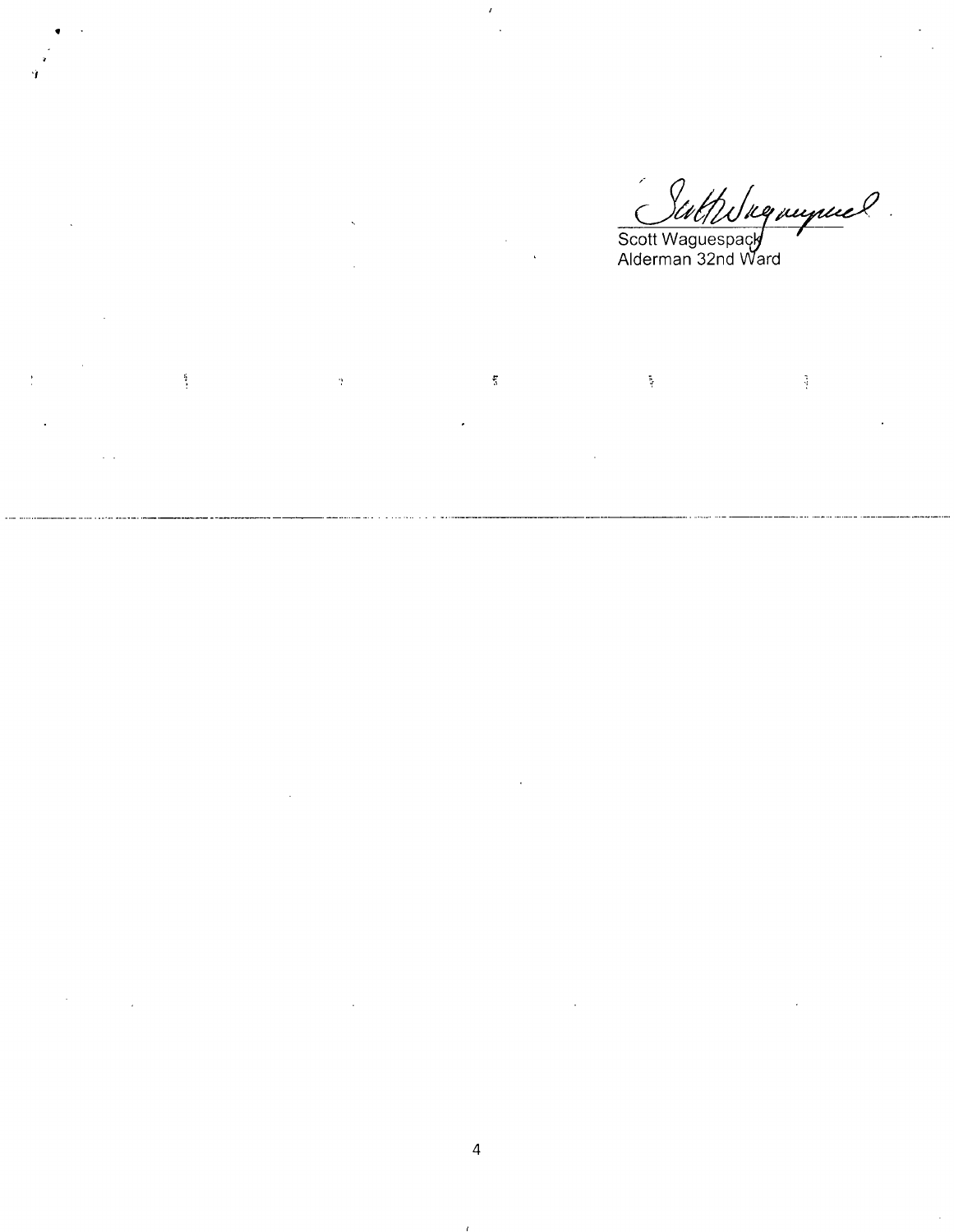Scott Waguespack
Alderman 32nd Ward